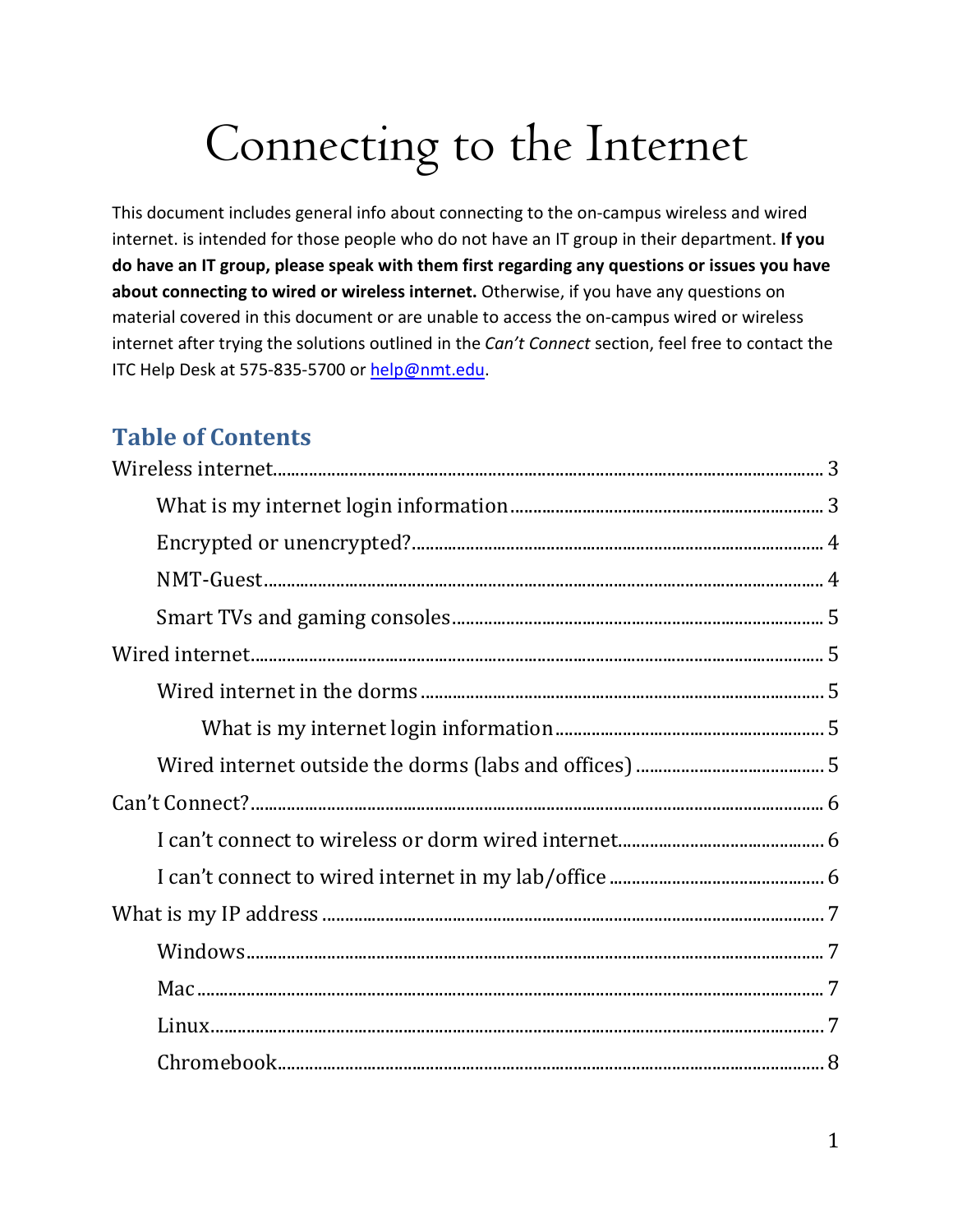# Connecting to the Internet

This document includes general info about connecting to the on-campus wireless and wired internet. is intended for those people who do not have an IT group in their department. **If you do have an IT group, please speak with them first regarding any questions or issues you have about connecting to wired or wireless internet.** Otherwise, if you have any questions on material covered in this document or are unable to access the on-campus wired or wireless internet after trying the solutions outlined in the *Can't Connect* section, feel free to contact the ITC Help Desk at 575-835-5700 or help@nmt.edu.

## Table of Contents

- Wireless internet ........ 3
  - What is my internet login information ........ 3
  - Encrypted or unencrypted? ........ 4
  - NMT-Guest ........ 4
  - Smart TVs and gaming consoles ........ 5
- Wired internet ........ 5
  - Wired internet in the dorms ........ 5
    - What is my internet login information ........ 5
  - Wired internet outside the dorms (labs and offices) ........ 5
- Can't Connect? ........ 6
  - I can't connect to wireless or dorm wired internet ........ 6
  - I can't connect to wired internet in my lab/office ........ 6
- What is my IP address ........ 7
  - Windows ........ 7
  - Mac ........ 7
  - Linux ........ 7
  - Chromebook ........ 8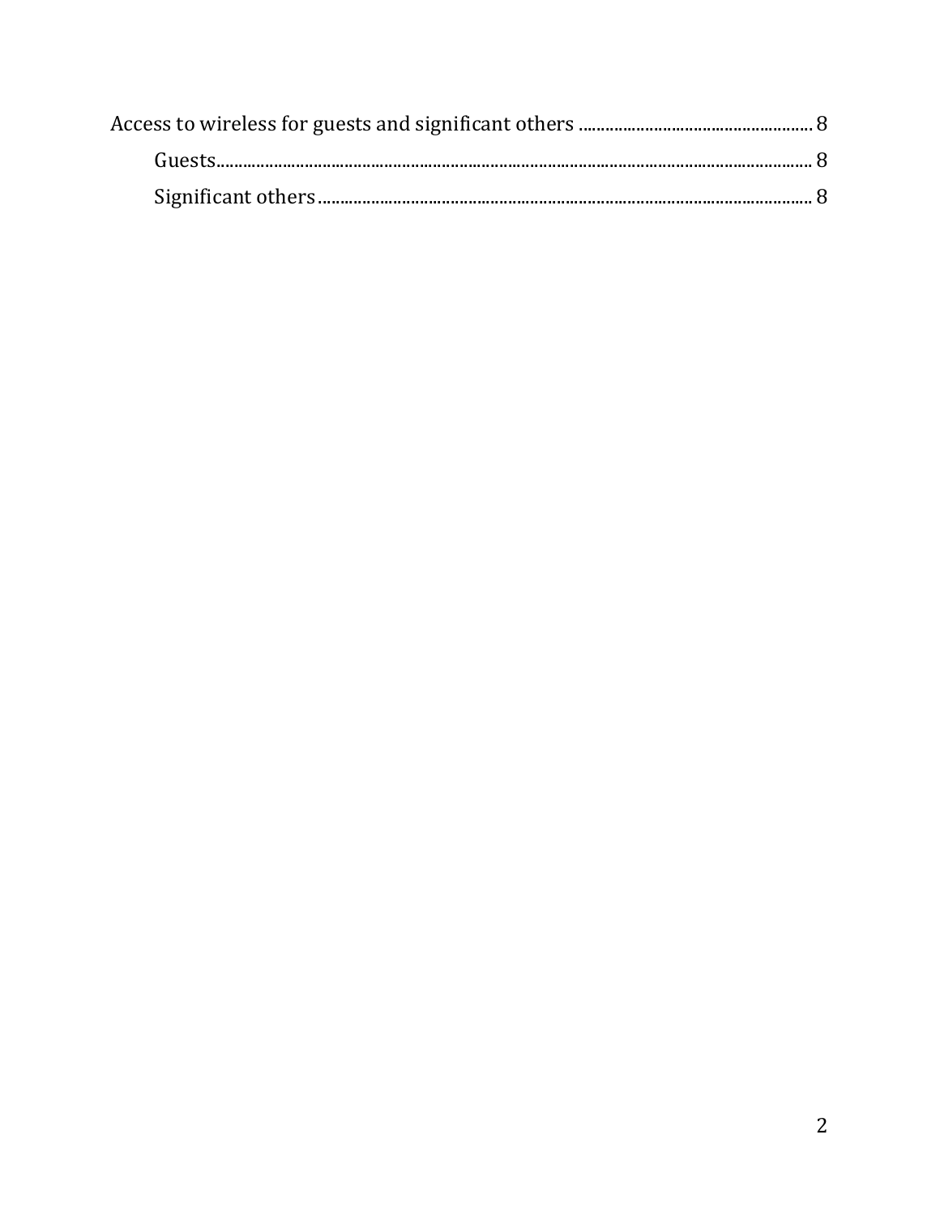Access to wireless for guests and significant others ..................................................... 8

- Guests........................................................................................................................................ 8
- Significant others.................................................................................................................. 8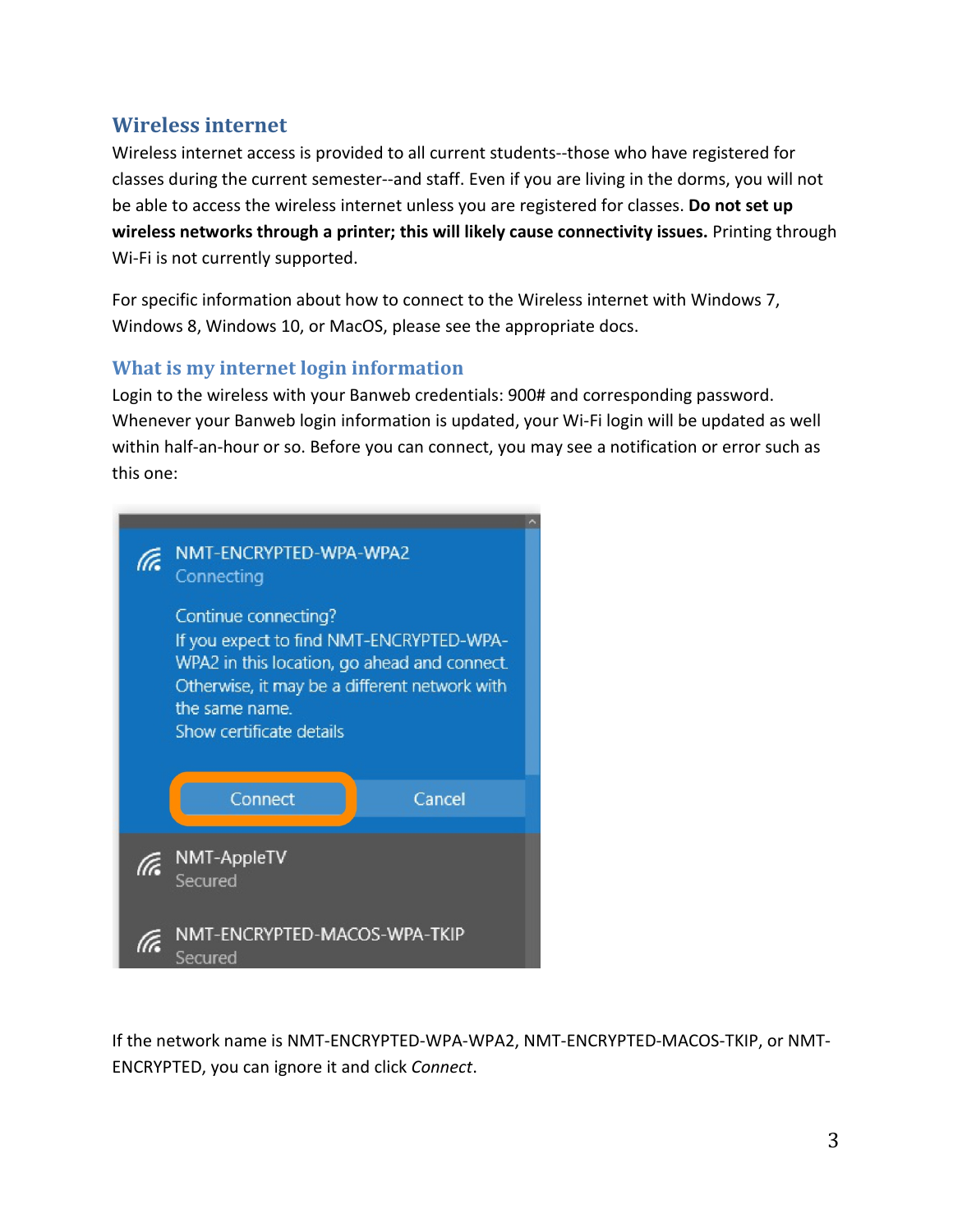## Wireless internet

Wireless internet access is provided to all current students--those who have registered for classes during the current semester--and staff. Even if you are living in the dorms, you will not be able to access the wireless internet unless you are registered for classes. **Do not set up wireless networks through a printer; this will likely cause connectivity issues.** Printing through Wi-Fi is not currently supported.

For specific information about how to connect to the Wireless internet with Windows 7, Windows 8, Windows 10, or MacOS, please see the appropriate docs.

### What is my internet login information

Login to the wireless with your Banweb credentials: 900# and corresponding password. Whenever your Banweb login information is updated, your Wi-Fi login will be updated as well within half-an-hour or so. Before you can connect, you may see a notification or error such as this one:

If the network name is NMT-ENCRYPTED-WPA-WPA2, NMT-ENCRYPTED-MACOS-TKIP, or NMT-ENCRYPTED, you can ignore it and click *Connect*.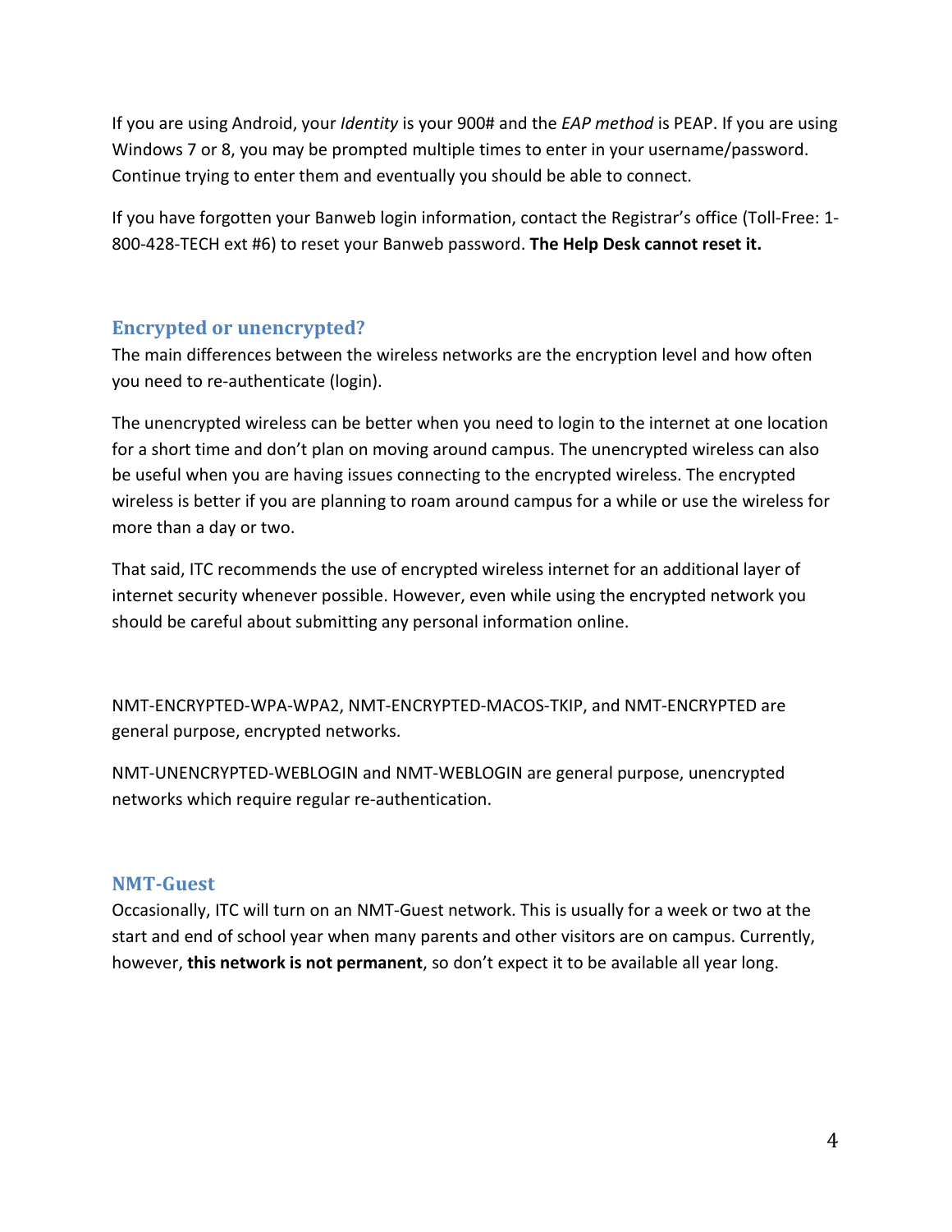If you are using Android, your *Identity* is your 900# and the *EAP method* is PEAP. If you are using Windows 7 or 8, you may be prompted multiple times to enter in your username/password. Continue trying to enter them and eventually you should be able to connect.

If you have forgotten your Banweb login information, contact the Registrar's office (Toll-Free: 1-800-428-TECH ext #6) to reset your Banweb password. **The Help Desk cannot reset it.**

## Encrypted or unencrypted?

The main differences between the wireless networks are the encryption level and how often you need to re-authenticate (login).

The unencrypted wireless can be better when you need to login to the internet at one location for a short time and don't plan on moving around campus. The unencrypted wireless can also be useful when you are having issues connecting to the encrypted wireless. The encrypted wireless is better if you are planning to roam around campus for a while or use the wireless for more than a day or two.

That said, ITC recommends the use of encrypted wireless internet for an additional layer of internet security whenever possible. However, even while using the encrypted network you should be careful about submitting any personal information online.

NMT-ENCRYPTED-WPA-WPA2, NMT-ENCRYPTED-MACOS-TKIP, and NMT-ENCRYPTED are general purpose, encrypted networks.

NMT-UNENCRYPTED-WEBLOGIN and NMT-WEBLOGIN are general purpose, unencrypted networks which require regular re-authentication.

## NMT-Guest

Occasionally, ITC will turn on an NMT-Guest network. This is usually for a week or two at the start and end of school year when many parents and other visitors are on campus. Currently, however, **this network is not permanent**, so don't expect it to be available all year long.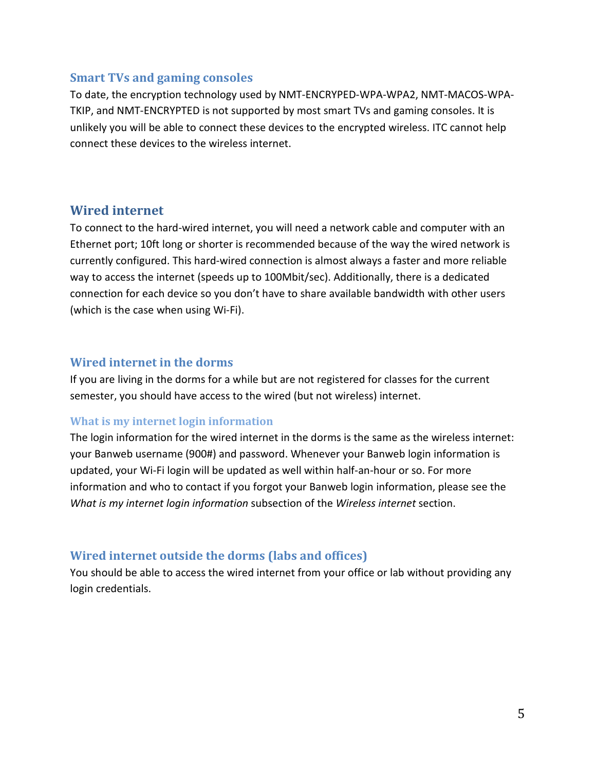### Smart TVs and gaming consoles

To date, the encryption technology used by NMT-ENCRYPED-WPA-WPA2, NMT-MACOS-WPA-TKIP, and NMT-ENCRYPTED is not supported by most smart TVs and gaming consoles. It is unlikely you will be able to connect these devices to the encrypted wireless. ITC cannot help connect these devices to the wireless internet.

## Wired internet

To connect to the hard-wired internet, you will need a network cable and computer with an Ethernet port; 10ft long or shorter is recommended because of the way the wired network is currently configured. This hard-wired connection is almost always a faster and more reliable way to access the internet (speeds up to 100Mbit/sec). Additionally, there is a dedicated connection for each device so you don't have to share available bandwidth with other users (which is the case when using Wi-Fi).

### Wired internet in the dorms

If you are living in the dorms for a while but are not registered for classes for the current semester, you should have access to the wired (but not wireless) internet.

#### What is my internet login information

The login information for the wired internet in the dorms is the same as the wireless internet: your Banweb username (900#) and password. Whenever your Banweb login information is updated, your Wi-Fi login will be updated as well within half-an-hour or so. For more information and who to contact if you forgot your Banweb login information, please see the *What is my internet login information* subsection of the *Wireless internet* section.

### Wired internet outside the dorms (labs and offices)

You should be able to access the wired internet from your office or lab without providing any login credentials.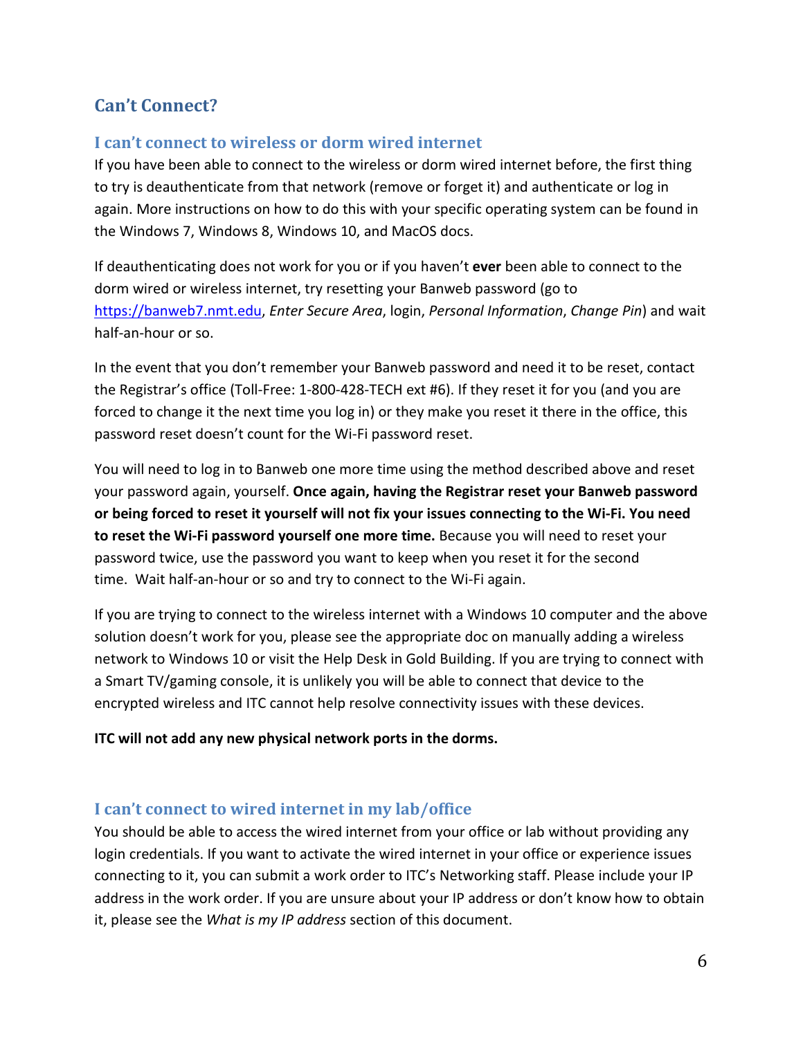## Can't Connect?

### I can't connect to wireless or dorm wired internet

If you have been able to connect to the wireless or dorm wired internet before, the first thing to try is deauthenticate from that network (remove or forget it) and authenticate or log in again. More instructions on how to do this with your specific operating system can be found in the Windows 7, Windows 8, Windows 10, and MacOS docs.

If deauthenticating does not work for you or if you haven't **ever** been able to connect to the dorm wired or wireless internet, try resetting your Banweb password (go to https://banweb7.nmt.edu, *Enter Secure Area*, login, *Personal Information*, *Change Pin*) and wait half-an-hour or so.

In the event that you don't remember your Banweb password and need it to be reset, contact the Registrar's office (Toll-Free: 1-800-428-TECH ext #6). If they reset it for you (and you are forced to change it the next time you log in) or they make you reset it there in the office, this password reset doesn't count for the Wi-Fi password reset.

You will need to log in to Banweb one more time using the method described above and reset your password again, yourself. **Once again, having the Registrar reset your Banweb password or being forced to reset it yourself will not fix your issues connecting to the Wi-Fi. You need to reset the Wi-Fi password yourself one more time.** Because you will need to reset your password twice, use the password you want to keep when you reset it for the second time. Wait half-an-hour or so and try to connect to the Wi-Fi again.

If you are trying to connect to the wireless internet with a Windows 10 computer and the above solution doesn't work for you, please see the appropriate doc on manually adding a wireless network to Windows 10 or visit the Help Desk in Gold Building. If you are trying to connect with a Smart TV/gaming console, it is unlikely you will be able to connect that device to the encrypted wireless and ITC cannot help resolve connectivity issues with these devices.

**ITC will not add any new physical network ports in the dorms.**

### I can't connect to wired internet in my lab/office

You should be able to access the wired internet from your office or lab without providing any login credentials. If you want to activate the wired internet in your office or experience issues connecting to it, you can submit a work order to ITC's Networking staff. Please include your IP address in the work order. If you are unsure about your IP address or don't know how to obtain it, please see the *What is my IP address* section of this document.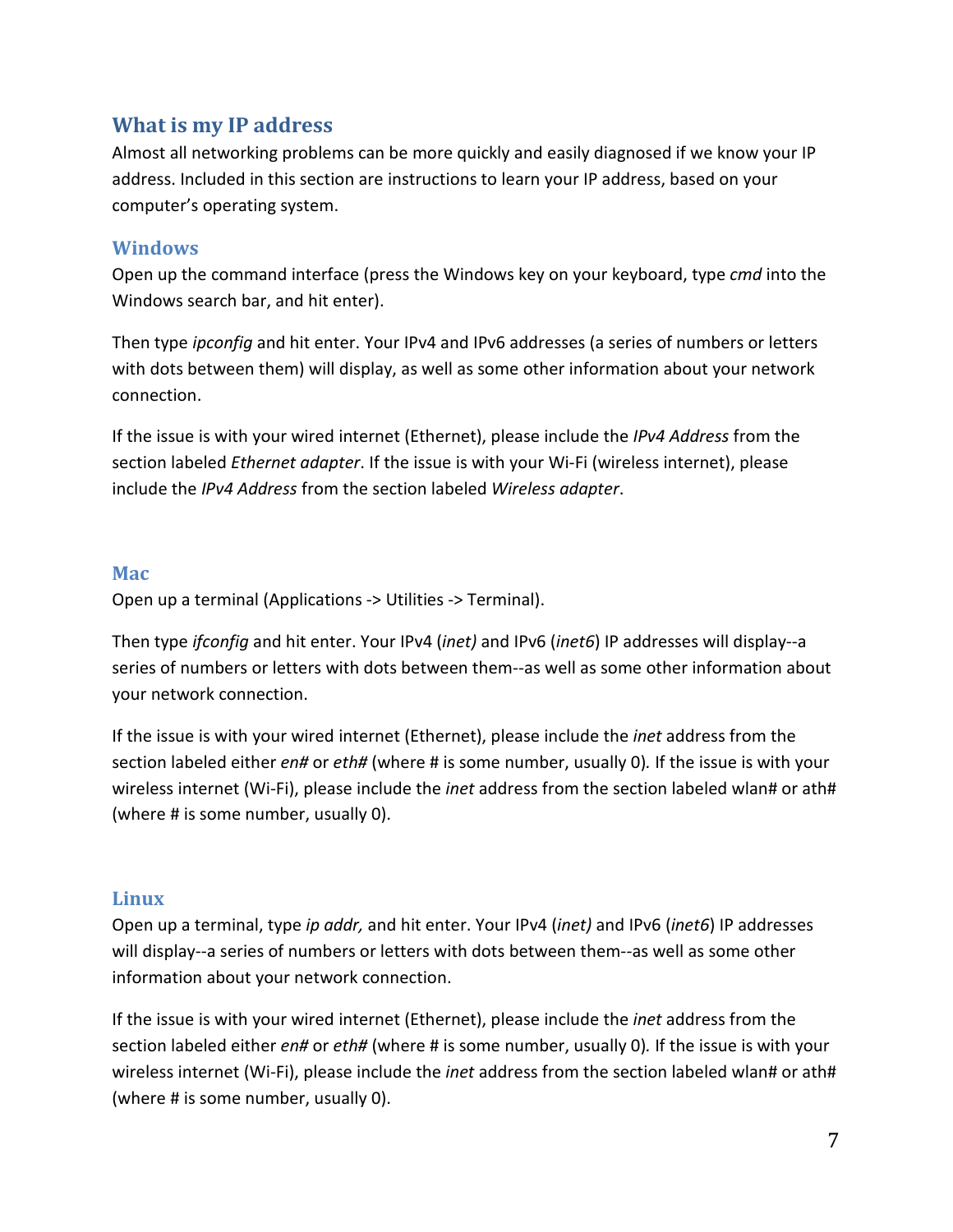## What is my IP address

Almost all networking problems can be more quickly and easily diagnosed if we know your IP address. Included in this section are instructions to learn your IP address, based on your computer's operating system.

### Windows

Open up the command interface (press the Windows key on your keyboard, type *cmd* into the Windows search bar, and hit enter).

Then type *ipconfig* and hit enter. Your IPv4 and IPv6 addresses (a series of numbers or letters with dots between them) will display, as well as some other information about your network connection.

If the issue is with your wired internet (Ethernet), please include the *IPv4 Address* from the section labeled *Ethernet adapter*. If the issue is with your Wi-Fi (wireless internet), please include the *IPv4 Address* from the section labeled *Wireless adapter*.

### Mac

Open up a terminal (Applications -> Utilities -> Terminal).

Then type *ifconfig* and hit enter. Your IPv4 (*inet)* and IPv6 (*inet6*) IP addresses will display--a series of numbers or letters with dots between them--as well as some other information about your network connection.

If the issue is with your wired internet (Ethernet), please include the *inet* address from the section labeled either *en#* or *eth#* (where # is some number, usually 0)*.* If the issue is with your wireless internet (Wi-Fi), please include the *inet* address from the section labeled wlan# or ath# (where # is some number, usually 0).

### Linux

Open up a terminal, type *ip addr,* and hit enter. Your IPv4 (*inet)* and IPv6 (*inet6*) IP addresses will display--a series of numbers or letters with dots between them--as well as some other information about your network connection.

If the issue is with your wired internet (Ethernet), please include the *inet* address from the section labeled either *en#* or *eth#* (where # is some number, usually 0)*.* If the issue is with your wireless internet (Wi-Fi), please include the *inet* address from the section labeled wlan# or ath# (where # is some number, usually 0).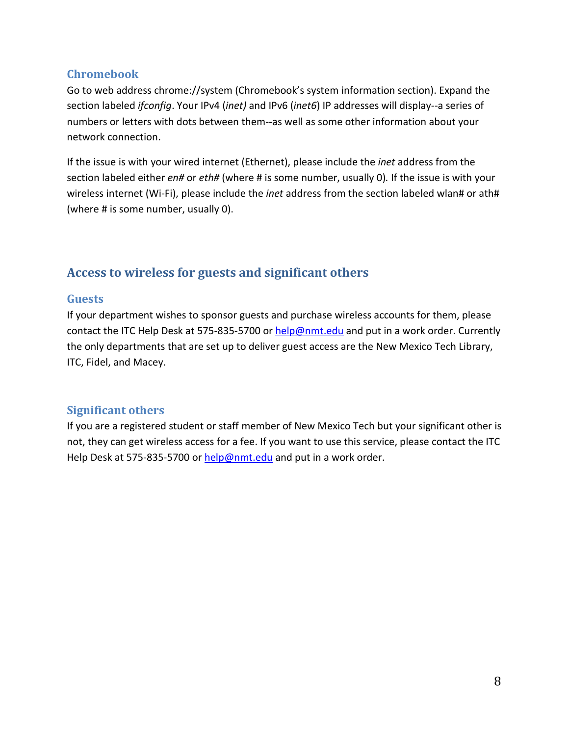### Chromebook

Go to web address chrome://system (Chromebook's system information section). Expand the section labeled *ifconfig*. Your IPv4 (*inet)* and IPv6 (*inet6*) IP addresses will display--a series of numbers or letters with dots between them--as well as some other information about your network connection.

If the issue is with your wired internet (Ethernet), please include the *inet* address from the section labeled either *en#* or *eth#* (where # is some number, usually 0)*.* If the issue is with your wireless internet (Wi-Fi), please include the *inet* address from the section labeled wlan# or ath# (where # is some number, usually 0).

## Access to wireless for guests and significant others

### Guests

If your department wishes to sponsor guests and purchase wireless accounts for them, please contact the ITC Help Desk at 575-835-5700 or [help@nmt.edu](mailto:help@nmt.edu) and put in a work order. Currently the only departments that are set up to deliver guest access are the New Mexico Tech Library, ITC, Fidel, and Macey.

### Significant others

If you are a registered student or staff member of New Mexico Tech but your significant other is not, they can get wireless access for a fee. If you want to use this service, please contact the ITC Help Desk at 575-835-5700 or [help@nmt.edu](mailto:help@nmt.edu) and put in a work order.